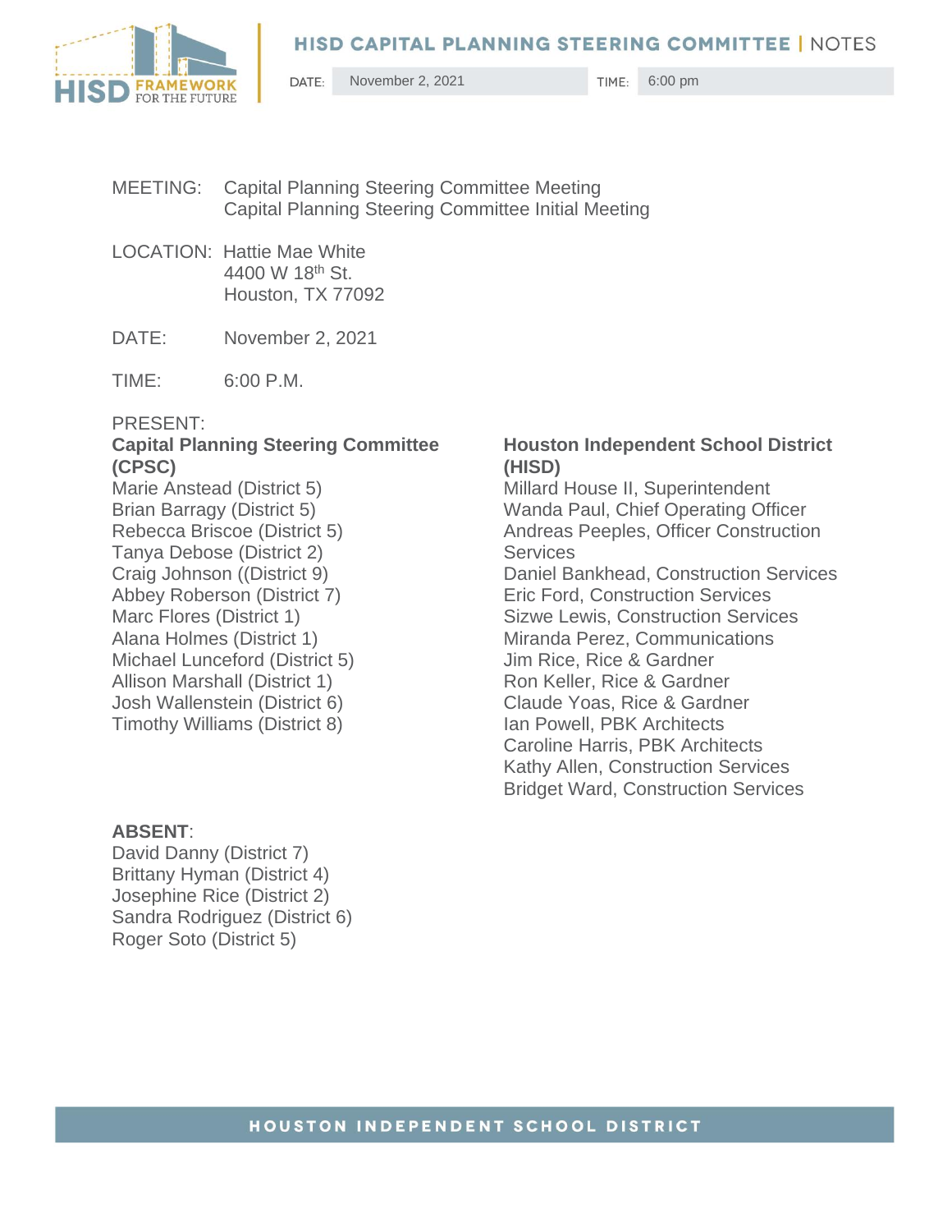# HISD CAPITAL PLANNING STEERING COMMITTEE | NOTES

DATE: November 2, 2021 TIME: 6:00 pm

MEETING: Capital Planning Steering Committee Meeting
Capital Planning Steering Committee Initial Meeting

LOCATION: Hattie Mae White
4400 W 18th St.
Houston, TX 77092

DATE: November 2, 2021

TIME: 6:00 P.M.

PRESENT:

**Capital Planning Steering Committee (CPSC)**

Marie Anstead (District 5)
Brian Barragy (District 5)
Rebecca Briscoe (District 5)
Tanya Debose (District 2)
Craig Johnson ((District 9)
Abbey Roberson (District 7)
Marc Flores (District 1)
Alana Holmes (District 1)
Michael Lunceford (District 5)
Allison Marshall (District 1)
Josh Wallenstein (District 6)
Timothy Williams (District 8)

**Houston Independent School District (HISD)**

Millard House II, Superintendent
Wanda Paul, Chief Operating Officer
Andreas Peeples, Officer Construction Services
Daniel Bankhead, Construction Services
Eric Ford, Construction Services
Sizwe Lewis, Construction Services
Miranda Perez, Communications
Jim Rice, Rice & Gardner
Ron Keller, Rice & Gardner
Claude Yoas, Rice & Gardner
Ian Powell, PBK Architects
Caroline Harris, PBK Architects
Kathy Allen, Construction Services
Bridget Ward, Construction Services

**ABSENT**:

David Danny (District 7)
Brittany Hyman (District 4)
Josephine Rice (District 2)
Sandra Rodriguez (District 6)
Roger Soto (District 5)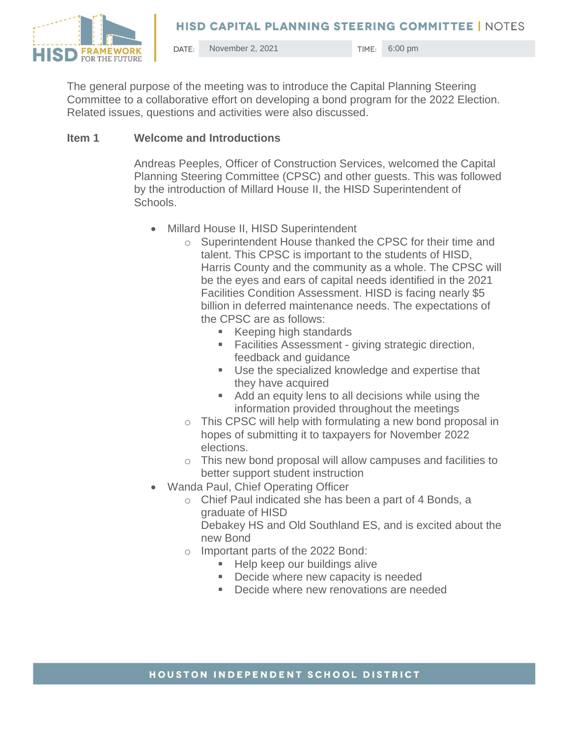# HISD CAPITAL PLANNING STEERING COMMITTEE | NOTES

DATE: November 2, 2021 TIME: 6:00 pm

The general purpose of the meeting was to introduce the Capital Planning Steering Committee to a collaborative effort on developing a bond program for the 2022 Election. Related issues, questions and activities were also discussed.

## Item 1 Welcome and Introductions

Andreas Peeples, Officer of Construction Services, welcomed the Capital Planning Steering Committee (CPSC) and other guests. This was followed by the introduction of Millard House II, the HISD Superintendent of Schools.

- Millard House II, HISD Superintendent
  - Superintendent House thanked the CPSC for their time and talent. This CPSC is important to the students of HISD, Harris County and the community as a whole. The CPSC will be the eyes and ears of capital needs identified in the 2021 Facilities Condition Assessment. HISD is facing nearly $5 billion in deferred maintenance needs. The expectations of the CPSC are as follows:
    - Keeping high standards
    - Facilities Assessment - giving strategic direction, feedback and guidance
    - Use the specialized knowledge and expertise that they have acquired
    - Add an equity lens to all decisions while using the information provided throughout the meetings
  - This CPSC will help with formulating a new bond proposal in hopes of submitting it to taxpayers for November 2022 elections.
  - This new bond proposal will allow campuses and facilities to better support student instruction
- Wanda Paul, Chief Operating Officer
  - Chief Paul indicated she has been a part of 4 Bonds, a graduate of HISD Debakey HS and Old Southland ES, and is excited about the new Bond
  - Important parts of the 2022 Bond:
    - Help keep our buildings alive
    - Decide where new capacity is needed
    - Decide where new renovations are needed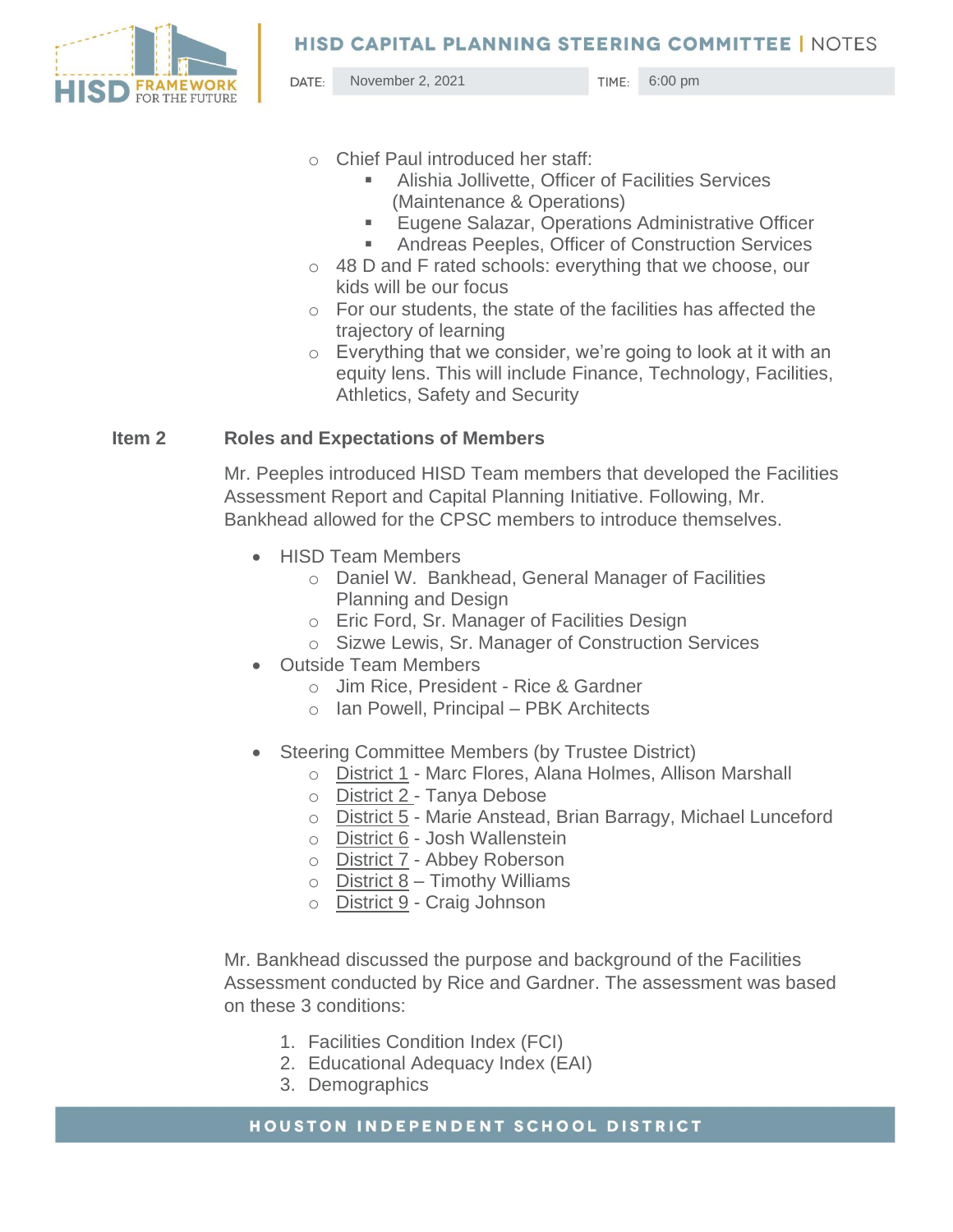- Chief Paul introduced her staff:
  - Alishia Jollivette, Officer of Facilities Services (Maintenance & Operations)
  - Eugene Salazar, Operations Administrative Officer
  - Andreas Peeples, Officer of Construction Services
- 48 D and F rated schools: everything that we choose, our kids will be our focus
- For our students, the state of the facilities has affected the trajectory of learning
- Everything that we consider, we're going to look at it with an equity lens. This will include Finance, Technology, Facilities, Athletics, Safety and Security

**Item 2 Roles and Expectations of Members**

Mr. Peeples introduced HISD Team members that developed the Facilities Assessment Report and Capital Planning Initiative. Following, Mr. Bankhead allowed for the CPSC members to introduce themselves.

- HISD Team Members
  - Daniel W. Bankhead, General Manager of Facilities Planning and Design
  - Eric Ford, Sr. Manager of Facilities Design
  - Sizwe Lewis, Sr. Manager of Construction Services
- Outside Team Members
  - Jim Rice, President - Rice & Gardner
  - Ian Powell, Principal – PBK Architects

- Steering Committee Members (by Trustee District)
  - District 1 - Marc Flores, Alana Holmes, Allison Marshall
  - District 2 - Tanya Debose
  - District 5 - Marie Anstead, Brian Barragy, Michael Lunceford
  - District 6 - Josh Wallenstein
  - District 7 - Abbey Roberson
  - District 8 – Timothy Williams
  - District 9 - Craig Johnson

Mr. Bankhead discussed the purpose and background of the Facilities Assessment conducted by Rice and Gardner. The assessment was based on these 3 conditions:

1. Facilities Condition Index (FCI)
2. Educational Adequacy Index (EAI)
3. Demographics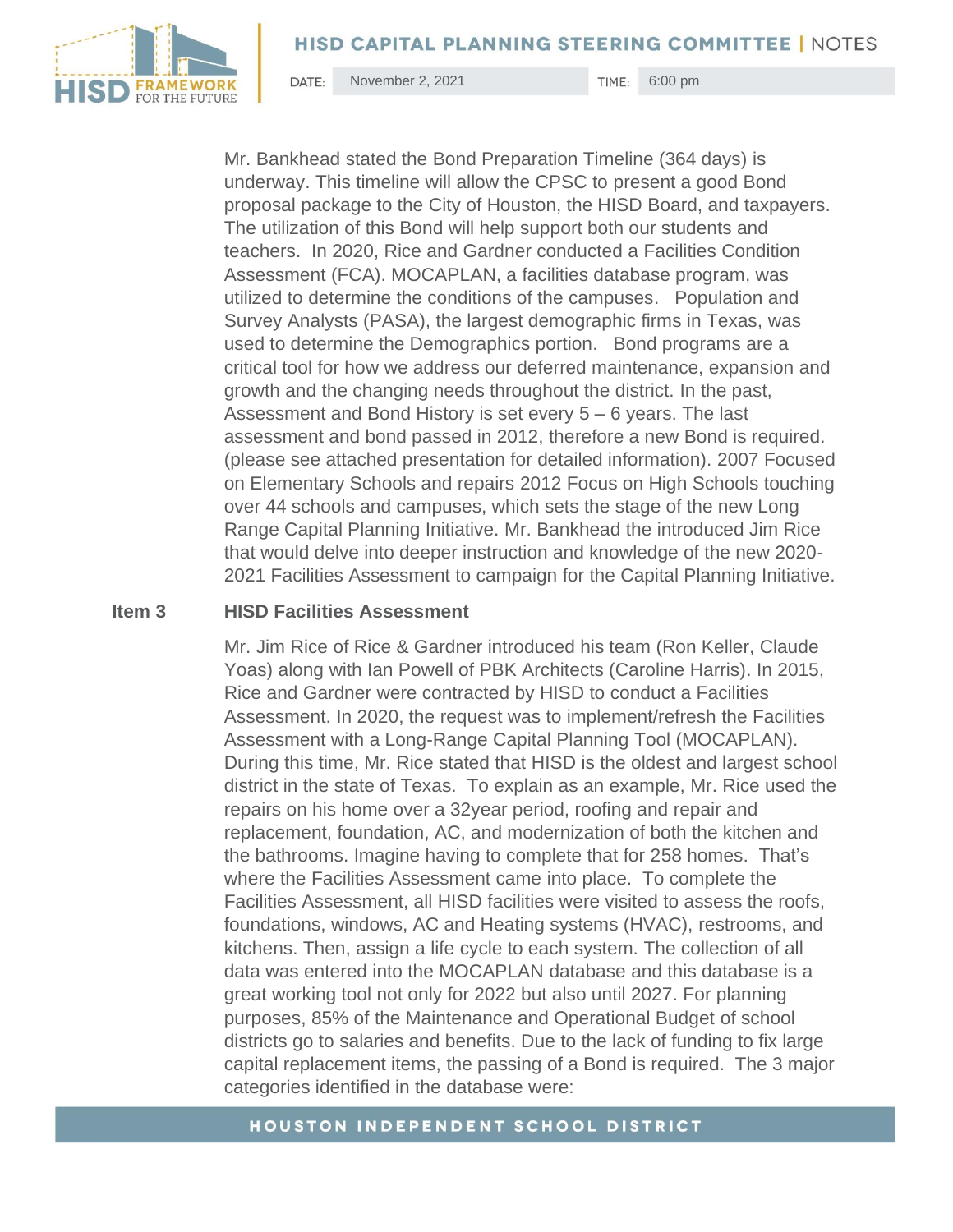Mr. Bankhead stated the Bond Preparation Timeline (364 days) is underway. This timeline will allow the CPSC to present a good Bond proposal package to the City of Houston, the HISD Board, and taxpayers. The utilization of this Bond will help support both our students and teachers. In 2020, Rice and Gardner conducted a Facilities Condition Assessment (FCA). MOCAPLAN, a facilities database program, was utilized to determine the conditions of the campuses. Population and Survey Analysts (PASA), the largest demographic firms in Texas, was used to determine the Demographics portion. Bond programs are a critical tool for how we address our deferred maintenance, expansion and growth and the changing needs throughout the district. In the past, Assessment and Bond History is set every 5 – 6 years. The last assessment and bond passed in 2012, therefore a new Bond is required. (please see attached presentation for detailed information). 2007 Focused on Elementary Schools and repairs 2012 Focus on High Schools touching over 44 schools and campuses, which sets the stage of the new Long Range Capital Planning Initiative. Mr. Bankhead the introduced Jim Rice that would delve into deeper instruction and knowledge of the new 2020-2021 Facilities Assessment to campaign for the Capital Planning Initiative.

**Item 3 HISD Facilities Assessment**

Mr. Jim Rice of Rice & Gardner introduced his team (Ron Keller, Claude Yoas) along with Ian Powell of PBK Architects (Caroline Harris). In 2015, Rice and Gardner were contracted by HISD to conduct a Facilities Assessment. In 2020, the request was to implement/refresh the Facilities Assessment with a Long-Range Capital Planning Tool (MOCAPLAN). During this time, Mr. Rice stated that HISD is the oldest and largest school district in the state of Texas. To explain as an example, Mr. Rice used the repairs on his home over a 32year period, roofing and repair and replacement, foundation, AC, and modernization of both the kitchen and the bathrooms. Imagine having to complete that for 258 homes. That's where the Facilities Assessment came into place. To complete the Facilities Assessment, all HISD facilities were visited to assess the roofs, foundations, windows, AC and Heating systems (HVAC), restrooms, and kitchens. Then, assign a life cycle to each system. The collection of all data was entered into the MOCAPLAN database and this database is a great working tool not only for 2022 but also until 2027. For planning purposes, 85% of the Maintenance and Operational Budget of school districts go to salaries and benefits. Due to the lack of funding to fix large capital replacement items, the passing of a Bond is required. The 3 major categories identified in the database were: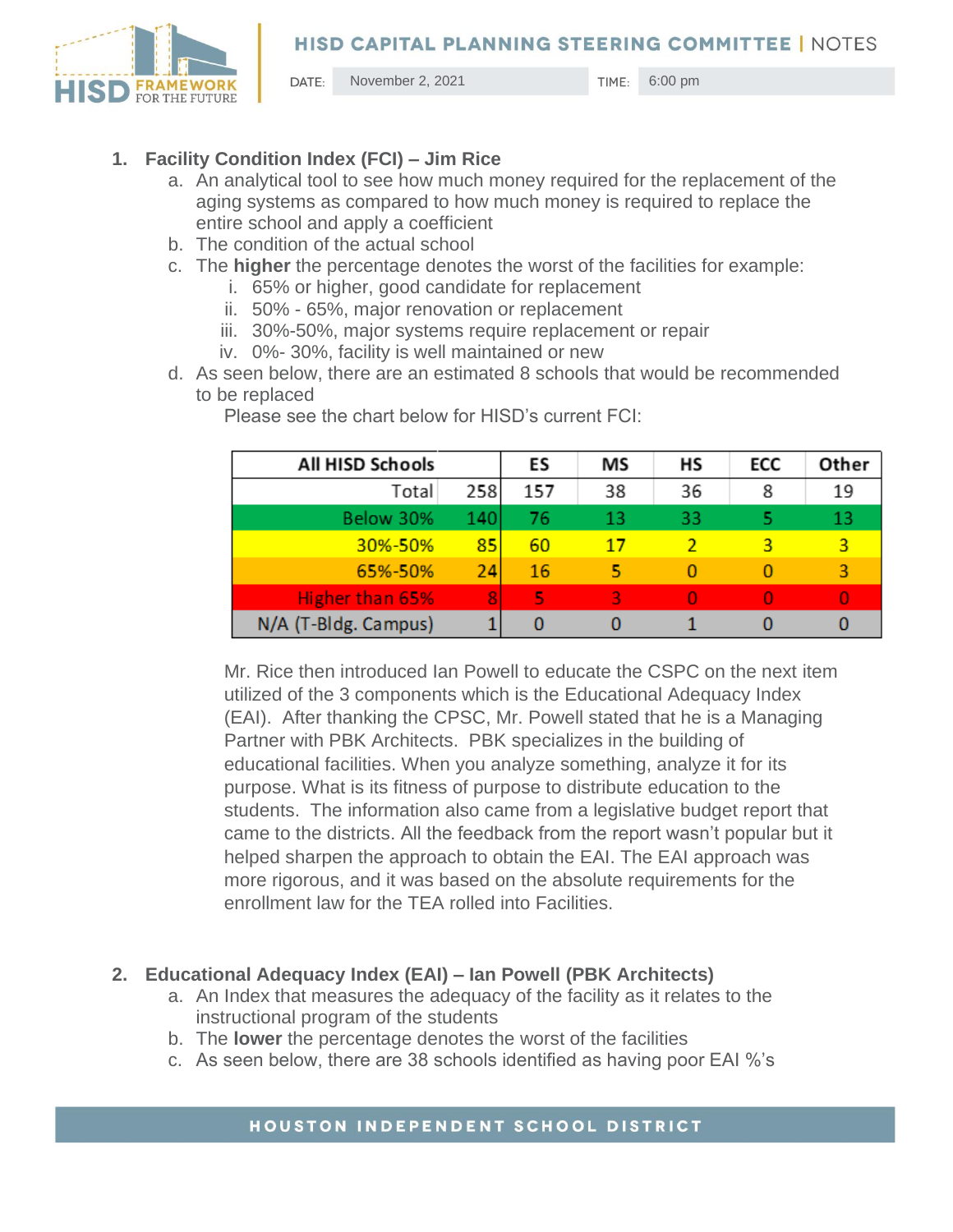# HISD CAPITAL PLANNING STEERING COMMITTEE | NOTES

DATE: November 2, 2021 TIME: 6:00 pm

1. **Facility Condition Index (FCI) – Jim Rice**
   a. An analytical tool to see how much money required for the replacement of the aging systems as compared to how much money is required to replace the entire school and apply a coefficient
   b. The condition of the actual school
   c. The **higher** the percentage denotes the worst of the facilities for example:
      i. 65% or higher, good candidate for replacement
      ii. 50% - 65%, major renovation or replacement
      iii. 30%-50%, major systems require replacement or repair
      iv. 0%- 30%, facility is well maintained or new
   d. As seen below, there are an estimated 8 schools that would be recommended to be replaced

   Please see the chart below for HISD's current FCI:

| All HISD Schools | | ES | MS | HS | ECC | Other |
|---|---|---|---|---|---|---|
| Total | 258 | 157 | 38 | 36 | 8 | 19 |
| Below 30% | 140 | 76 | 13 | 33 | 5 | 13 |
| 30%-50% | 85 | 60 | 17 | 2 | 3 | 3 |
| 65%-50% | 24 | 16 | 5 | 0 | 0 | 3 |
| Higher than 65% | 8 | 5 | 3 | 0 | 0 | 0 |
| N/A (T-Bldg. Campus) | 1 | 0 | 0 | 1 | 0 | 0 |

   Mr. Rice then introduced Ian Powell to educate the CSPC on the next item utilized of the 3 components which is the Educational Adequacy Index (EAI). After thanking the CPSC, Mr. Powell stated that he is a Managing Partner with PBK Architects. PBK specializes in the building of educational facilities. When you analyze something, analyze it for its purpose. What is its fitness of purpose to distribute education to the students. The information also came from a legislative budget report that came to the districts. All the feedback from the report wasn't popular but it helped sharpen the approach to obtain the EAI. The EAI approach was more rigorous, and it was based on the absolute requirements for the enrollment law for the TEA rolled into Facilities.

2. **Educational Adequacy Index (EAI) – Ian Powell (PBK Architects)**
   a. An Index that measures the adequacy of the facility as it relates to the instructional program of the students
   b. The **lower** the percentage denotes the worst of the facilities
   c. As seen below, there are 38 schools identified as having poor EAI %'s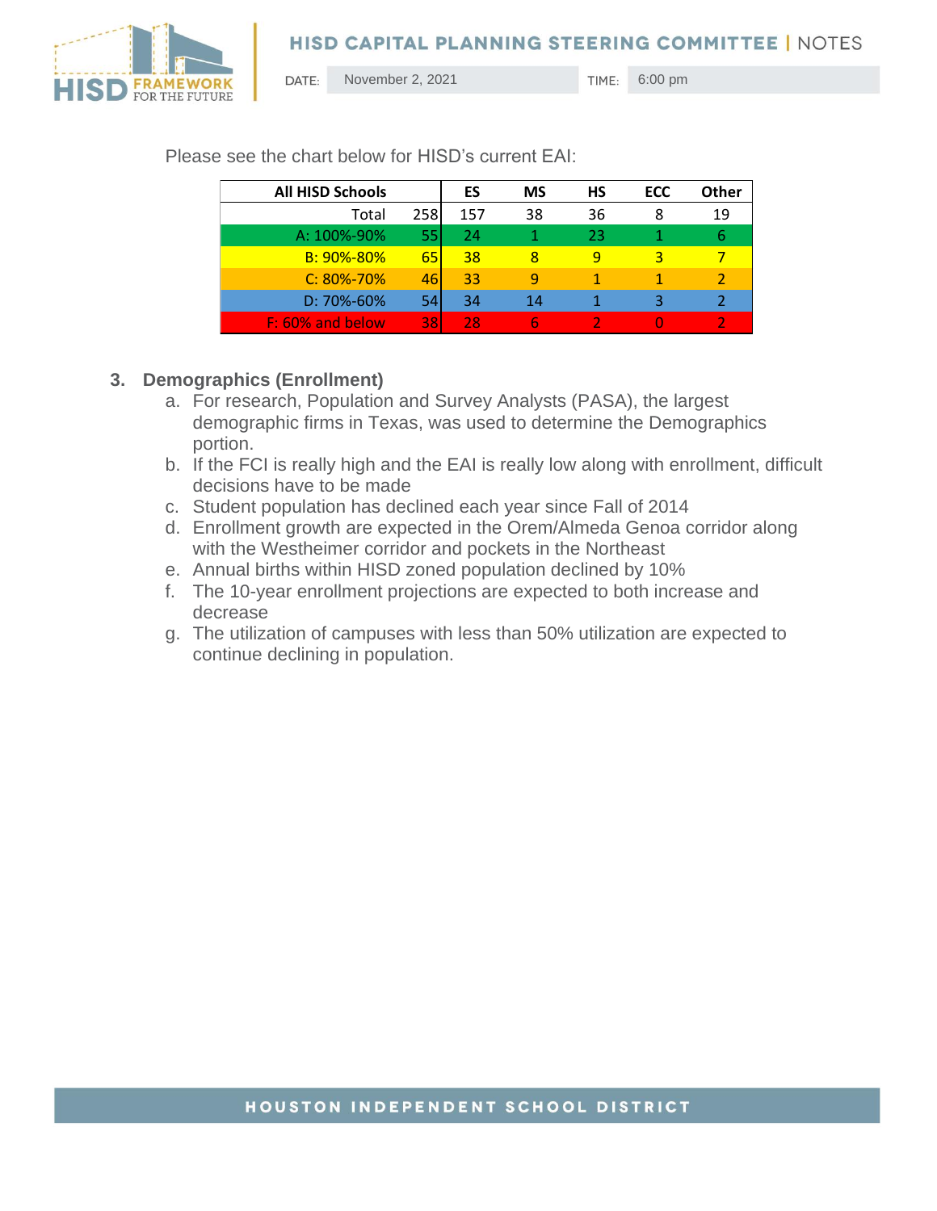Please see the chart below for HISD's current EAI:

| All HISD Schools | | ES | MS | HS | ECC | Other |
|---|---|---|---|---|---|---|
| Total | 258 | 157 | 38 | 36 | 8 | 19 |
| A: 100%-90% | 55 | 24 | 1 | 23 | 1 | 6 |
| B: 90%-80% | 65 | 38 | 8 | 9 | 3 | 7 |
| C: 80%-70% | 46 | 33 | 9 | 1 | 1 | 2 |
| D: 70%-60% | 54 | 34 | 14 | 1 | 3 | 2 |
| F: 60% and below | 38 | 28 | 6 | 2 | 0 | 2 |

3. **Demographics (Enrollment)**
   a. For research, Population and Survey Analysts (PASA), the largest demographic firms in Texas, was used to determine the Demographics portion.
   b. If the FCI is really high and the EAI is really low along with enrollment, difficult decisions have to be made
   c. Student population has declined each year since Fall of 2014
   d. Enrollment growth are expected in the Orem/Almeda Genoa corridor along with the Westheimer corridor and pockets in the Northeast
   e. Annual births within HISD zoned population declined by 10%
   f. The 10-year enrollment projections are expected to both increase and decrease
   g. The utilization of campuses with less than 50% utilization are expected to continue declining in population.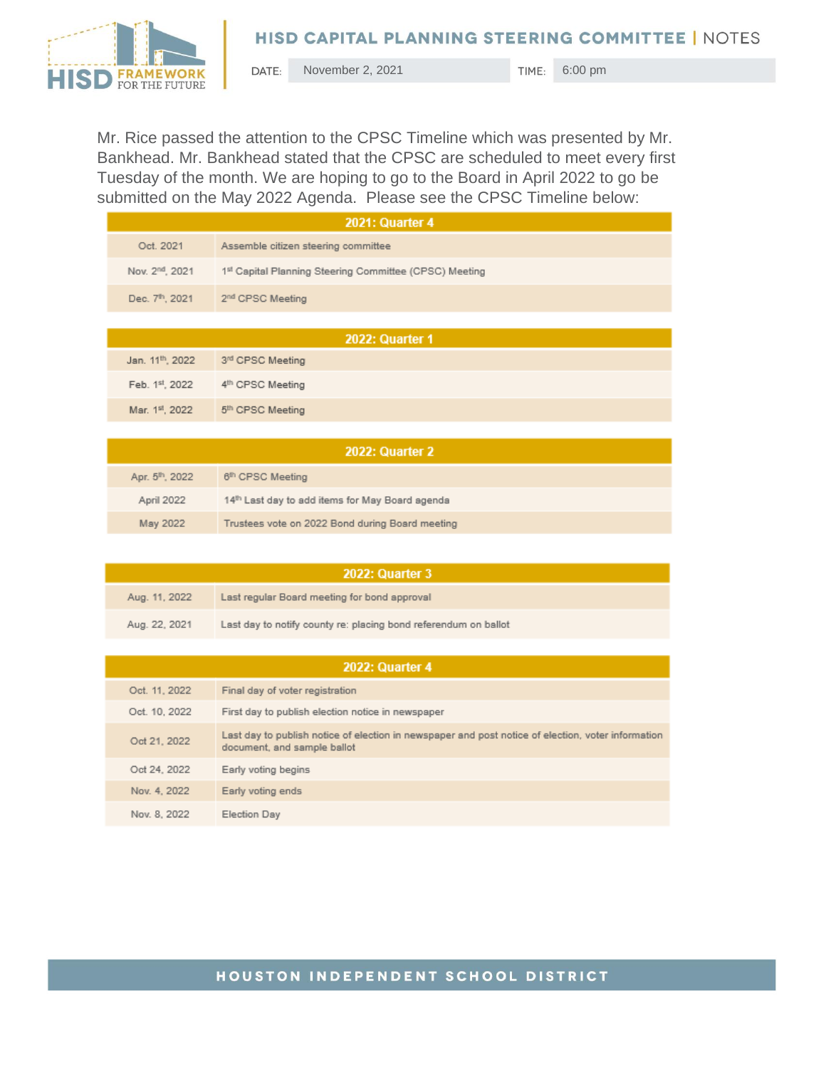Mr. Rice passed the attention to the CPSC Timeline which was presented by Mr. Bankhead. Mr. Bankhead stated that the CPSC are scheduled to meet every first Tuesday of the month. We are hoping to go to the Board in April 2022 to go be submitted on the May 2022 Agenda. Please see the CPSC Timeline below:

| 2021: Quarter 4 | |
|---|---|
| Oct. 2021 | Assemble citizen steering committee |
| Nov. 2nd, 2021 | 1st Capital Planning Steering Committee (CPSC) Meeting |
| Dec. 7th, 2021 | 2nd CPSC Meeting |

| 2022: Quarter 1 | |
|---|---|
| Jan. 11th, 2022 | 3rd CPSC Meeting |
| Feb. 1st, 2022 | 4th CPSC Meeting |
| Mar. 1st, 2022 | 5th CPSC Meeting |

| 2022: Quarter 2 | |
|---|---|
| Apr. 5th, 2022 | 6th CPSC Meeting |
| April 2022 | 14th Last day to add items for May Board agenda |
| May 2022 | Trustees vote on 2022 Bond during Board meeting |

| 2022: Quarter 3 | |
|---|---|
| Aug. 11, 2022 | Last regular Board meeting for bond approval |
| Aug. 22, 2021 | Last day to notify county re: placing bond referendum on ballot |

| 2022: Quarter 4 | |
|---|---|
| Oct. 11, 2022 | Final day of voter registration |
| Oct. 10, 2022 | First day to publish election notice in newspaper |
| Oct 21, 2022 | Last day to publish notice of election in newspaper and post notice of election, voter information document, and sample ballot |
| Oct 24, 2022 | Early voting begins |
| Nov. 4, 2022 | Early voting ends |
| Nov. 8, 2022 | Election Day |